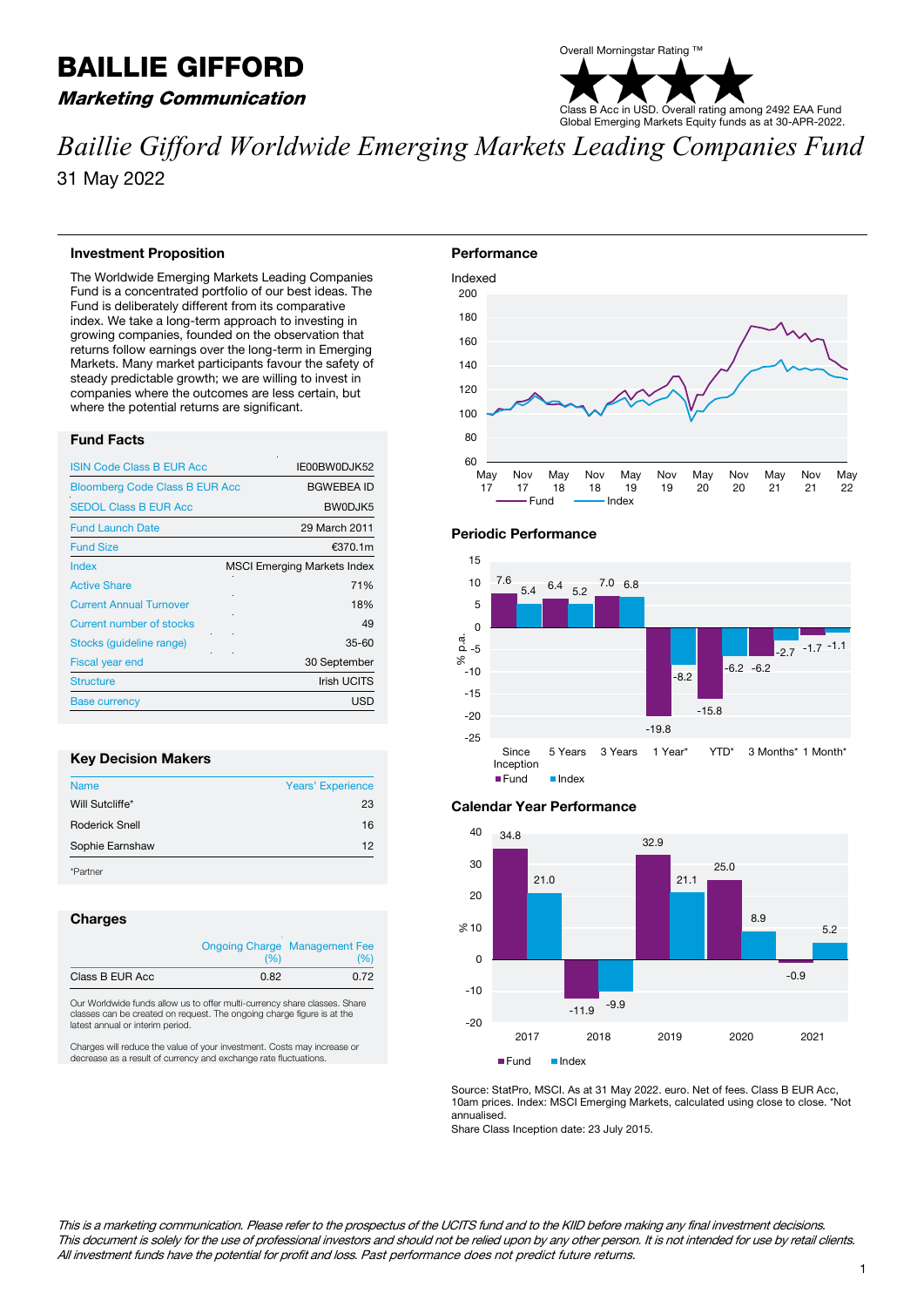# BAILLIE GIFFORD

***Marketing Communication***

Overall Morningstar Rating ™

Class B Acc in USD. Overall rating among 2492 EAA Fund Global Emerging Markets Equity funds as at 30-APR-2022.

# *Baillie Gifford Worldwide Emerging Markets Leading Companies Fund*

31 May 2022

## Investment Proposition

The Worldwide Emerging Markets Leading Companies Fund is a concentrated portfolio of our best ideas. The Fund is deliberately different from its comparative index. We take a long-term approach to investing in growing companies, founded on the observation that returns follow earnings over the long-term in Emerging Markets. Many market participants favour the safety of steady predictable growth; we are willing to invest in companies where the outcomes are less certain, but where the potential returns are significant.

## Fund Facts

| | |
|---|---|
| ISIN Code Class B EUR Acc | IE00BW0DJK52 |
| Bloomberg Code Class B EUR Acc | BGWEBEA ID |
| SEDOL Class B EUR Acc | BW0DJK5 |
| Fund Launch Date | 29 March 2011 |
| Fund Size | €370.1m |
| Index | MSCI Emerging Markets Index |
| Active Share | 71% |
| Current Annual Turnover | 18% |
| Current number of stocks | 49 |
| Stocks (guideline range) | 35-60 |
| Fiscal year end | 30 September |
| Structure | Irish UCITS |
| Base currency | USD |

## Key Decision Makers

| Name | Years' Experience |
|---|---|
| Will Sutcliffe* | 23 |
| Roderick Snell | 16 |
| Sophie Earnshaw | 12 |

*Partner

## Charges

| | Ongoing Charge (%) | Management Fee (%) |
|---|---|---|
| Class B EUR Acc | 0.82 | 0.72 |

Our Worldwide funds allow us to offer multi-currency share classes. Share classes can be created on request. The ongoing charge figure is at the latest annual or interim period.

Charges will reduce the value of your investment. Costs may increase or decrease as a result of currency and exchange rate fluctuations.

## Performance

Indexed

200
180
160
140
120
100
80
60

May 17, Nov 17, May 18, Nov 18, May 19, Nov 19, May 20, Nov 20, May 21, Nov 21, May 22

Fund
Index

## Periodic Performance

% p.a.

Since Inception: 7.6, 5.4
5 Years: 6.4, 5.2
3 Years: 7.0, 6.8
1 Year*: -19.8, -8.2
YTD*: -15.8, -6.2
3 Months*: -6.2, -2.7
1 Month*: -1.7, -1.1

Fund
Index

## Calendar Year Performance

%

2017: 34.8, 21.0
2018: -11.9, -9.9
2019: 32.9, 21.1
2020: 25.0, 8.9
2021: -0.9, 5.2

Fund
Index

Source: StatPro, MSCI. As at 31 May 2022. euro. Net of fees. Class B EUR Acc, 10am prices. Index: MSCI Emerging Markets, calculated using close to close. *Not annualised.
Share Class Inception date: 23 July 2015.

*This is a marketing communication. Please refer to the prospectus of the UCITS fund and to the KIID before making any final investment decisions. This document is solely for the use of professional investors and should not be relied upon by any other person. It is not intended for use by retail clients. All investment funds have the potential for profit and loss. Past performance does not predict future returns.*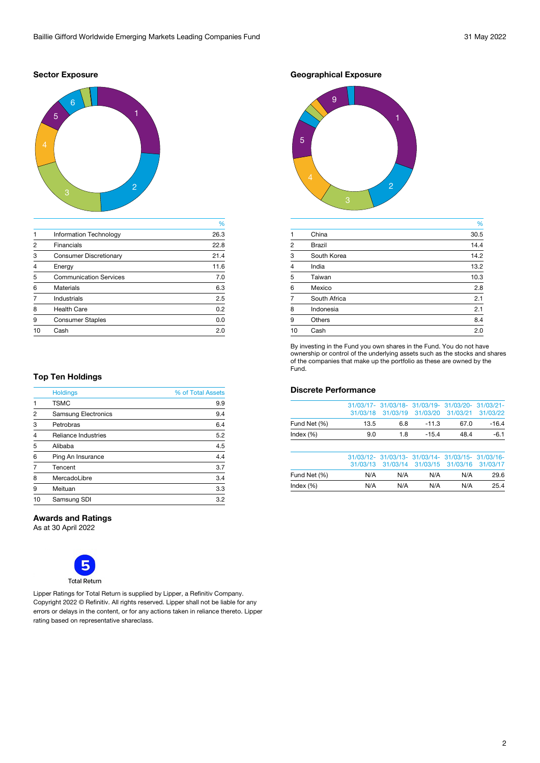## Sector Exposure

1
2
3
4
5
6

| | | % |
|---|---|---|
| 1 | Information Technology | 26.3 |
| 2 | Financials | 22.8 |
| 3 | Consumer Discretionary | 21.4 |
| 4 | Energy | 11.6 |
| 5 | Communication Services | 7.0 |
| 6 | Materials | 6.3 |
| 7 | Industrials | 2.5 |
| 8 | Health Care | 0.2 |
| 9 | Consumer Staples | 0.0 |
| 10 | Cash | 2.0 |

## Geographical Exposure

1
2
3
4
5
9

| | | % |
|---|---|---|
| 1 | China | 30.5 |
| 2 | Brazil | 14.4 |
| 3 | South Korea | 14.2 |
| 4 | India | 13.2 |
| 5 | Taiwan | 10.3 |
| 6 | Mexico | 2.8 |
| 7 | South Africa | 2.1 |
| 8 | Indonesia | 2.1 |
| 9 | Others | 8.4 |
| 10 | Cash | 2.0 |

By investing in the Fund you own shares in the Fund. You do not have ownership or control of the underlying assets such as the stocks and shares of the companies that make up the portfolio as these are owned by the Fund.

## Top Ten Holdings

| | Holdings | % of Total Assets |
|---|---|---|
| 1 | TSMC | 9.9 |
| 2 | Samsung Electronics | 9.4 |
| 3 | Petrobras | 6.4 |
| 4 | Reliance Industries | 5.2 |
| 5 | Alibaba | 4.5 |
| 6 | Ping An Insurance | 4.4 |
| 7 | Tencent | 3.7 |
| 8 | MercadoLibre | 3.4 |
| 9 | Meituan | 3.3 |
| 10 | Samsung SDI | 3.2 |

## Discrete Performance

| | 31/03/17-31/03/18 | 31/03/18-31/03/19 | 31/03/19-31/03/20 | 31/03/20-31/03/21 | 31/03/21-31/03/22 |
|---|---|---|---|---|---|
| Fund Net (%) | 13.5 | 6.8 | -11.3 | 67.0 | -16.4 |
| Index (%) | 9.0 | 1.8 | -15.4 | 48.4 | -6.1 |

| | 31/03/12-31/03/13 | 31/03/13-31/03/14 | 31/03/14-31/03/15 | 31/03/15-31/03/16 | 31/03/16-31/03/17 |
|---|---|---|---|---|---|
| Fund Net (%) | N/A | N/A | N/A | N/A | 29.6 |
| Index (%) | N/A | N/A | N/A | N/A | 25.4 |

## Awards and Ratings

As at 30 April 2022

5
Total Return

Lipper Ratings for Total Return is supplied by Lipper, a Refinitiv Company. Copyright 2022 © Refinitiv. All rights reserved. Lipper shall not be liable for any errors or delays in the content, or for any actions taken in reliance thereto. Lipper rating based on representative shareclass.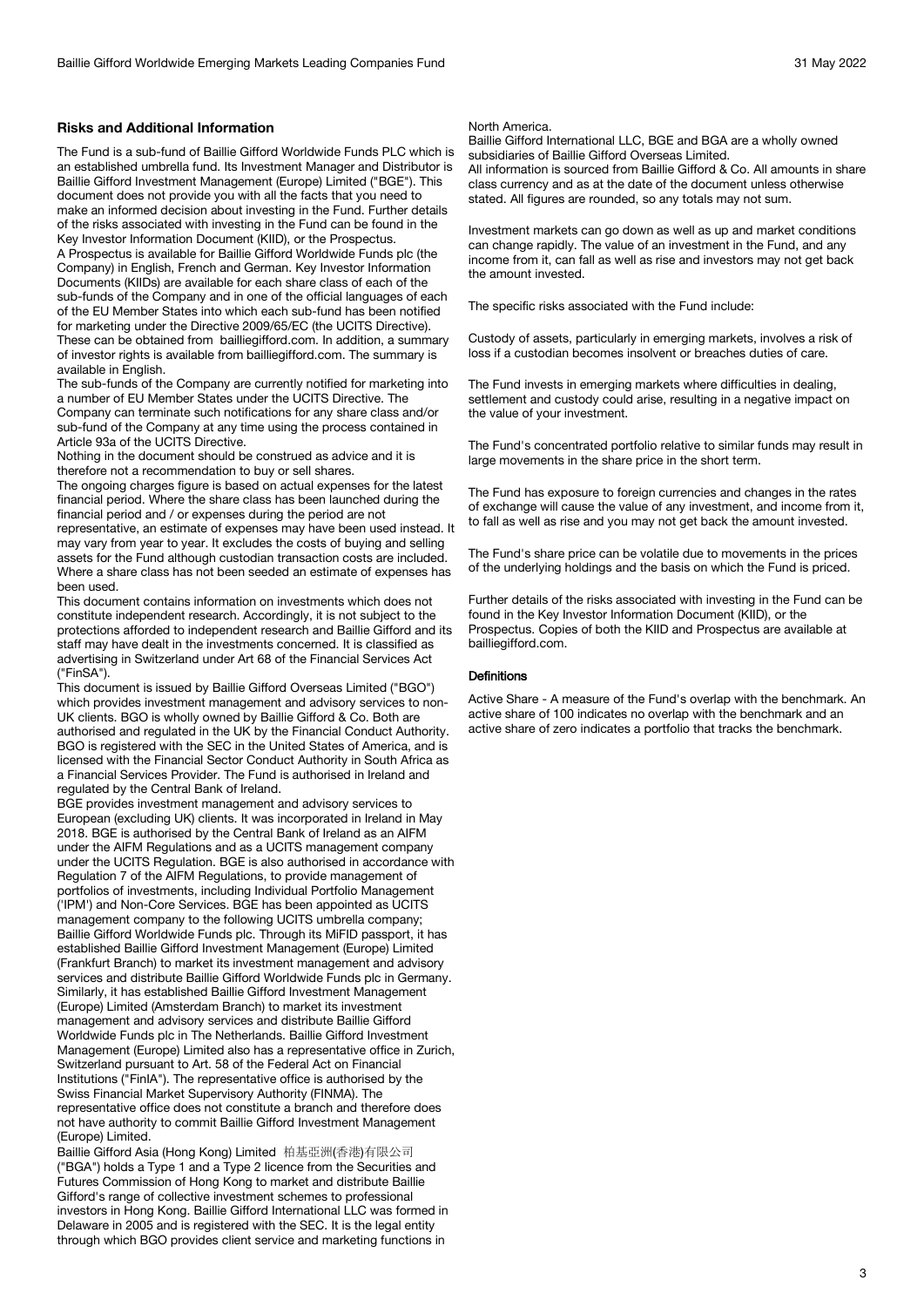## Risks and Additional Information

The Fund is a sub-fund of Baillie Gifford Worldwide Funds PLC which is an established umbrella fund. Its Investment Manager and Distributor is Baillie Gifford Investment Management (Europe) Limited ("BGE"). This document does not provide you with all the facts that you need to make an informed decision about investing in the Fund. Further details of the risks associated with investing in the Fund can be found in the Key Investor Information Document (KIID), or the Prospectus.

A Prospectus is available for Baillie Gifford Worldwide Funds plc (the Company) in English, French and German. Key Investor Information Documents (KIIDs) are available for each share class of each of the sub-funds of the Company and in one of the official languages of each of the EU Member States into which each sub-fund has been notified for marketing under the Directive 2009/65/EC (the UCITS Directive). These can be obtained from bailliegifford.com. In addition, a summary of investor rights is available from bailliegifford.com. The summary is available in English.

The sub-funds of the Company are currently notified for marketing into a number of EU Member States under the UCITS Directive. The Company can terminate such notifications for any share class and/or sub-fund of the Company at any time using the process contained in Article 93a of the UCITS Directive.

Nothing in the document should be construed as advice and it is therefore not a recommendation to buy or sell shares.

The ongoing charges figure is based on actual expenses for the latest financial period. Where the share class has been launched during the financial period and / or expenses during the period are not representative, an estimate of expenses may have been used instead. It may vary from year to year. It excludes the costs of buying and selling assets for the Fund although custodian transaction costs are included. Where a share class has not been seeded an estimate of expenses has been used.

This document contains information on investments which does not constitute independent research. Accordingly, it is not subject to the protections afforded to independent research and Baillie Gifford and its staff may have dealt in the investments concerned. It is classified as advertising in Switzerland under Art 68 of the Financial Services Act ("FinSA").

This document is issued by Baillie Gifford Overseas Limited ("BGO") which provides investment management and advisory services to non-UK clients. BGO is wholly owned by Baillie Gifford & Co. Both are authorised and regulated in the UK by the Financial Conduct Authority. BGO is registered with the SEC in the United States of America, and is licensed with the Financial Sector Conduct Authority in South Africa as a Financial Services Provider. The Fund is authorised in Ireland and regulated by the Central Bank of Ireland.

BGE provides investment management and advisory services to European (excluding UK) clients. It was incorporated in Ireland in May 2018. BGE is authorised by the Central Bank of Ireland as an AIFM under the AIFM Regulations and as a UCITS management company under the UCITS Regulation. BGE is also authorised in accordance with Regulation 7 of the AIFM Regulations, to provide management of portfolios of investments, including Individual Portfolio Management ('IPM') and Non-Core Services. BGE has been appointed as UCITS management company to the following UCITS umbrella company; Baillie Gifford Worldwide Funds plc. Through its MiFID passport, it has established Baillie Gifford Investment Management (Europe) Limited (Frankfurt Branch) to market its investment management and advisory services and distribute Baillie Gifford Worldwide Funds plc in Germany. Similarly, it has established Baillie Gifford Investment Management (Europe) Limited (Amsterdam Branch) to market its investment management and advisory services and distribute Baillie Gifford Worldwide Funds plc in The Netherlands. Baillie Gifford Investment Management (Europe) Limited also has a representative office in Zurich, Switzerland pursuant to Art. 58 of the Federal Act on Financial Institutions ("FinIA"). The representative office is authorised by the Swiss Financial Market Supervisory Authority (FINMA). The representative office does not constitute a branch and therefore does not have authority to commit Baillie Gifford Investment Management (Europe) Limited.

Baillie Gifford Asia (Hong Kong) Limited 柏基亞洲(香港)有限公司 ("BGA") holds a Type 1 and a Type 2 licence from the Securities and Futures Commission of Hong Kong to market and distribute Baillie Gifford's range of collective investment schemes to professional investors in Hong Kong. Baillie Gifford International LLC was formed in Delaware in 2005 and is registered with the SEC. It is the legal entity through which BGO provides client service and marketing functions in North America.

Baillie Gifford International LLC, BGE and BGA are a wholly owned subsidiaries of Baillie Gifford Overseas Limited.

All information is sourced from Baillie Gifford & Co. All amounts in share class currency and as at the date of the document unless otherwise stated. All figures are rounded, so any totals may not sum.

Investment markets can go down as well as up and market conditions can change rapidly. The value of an investment in the Fund, and any income from it, can fall as well as rise and investors may not get back the amount invested.

The specific risks associated with the Fund include:

Custody of assets, particularly in emerging markets, involves a risk of loss if a custodian becomes insolvent or breaches duties of care.

The Fund invests in emerging markets where difficulties in dealing, settlement and custody could arise, resulting in a negative impact on the value of your investment.

The Fund's concentrated portfolio relative to similar funds may result in large movements in the share price in the short term.

The Fund has exposure to foreign currencies and changes in the rates of exchange will cause the value of any investment, and income from it, to fall as well as rise and you may not get back the amount invested.

The Fund's share price can be volatile due to movements in the prices of the underlying holdings and the basis on which the Fund is priced.

Further details of the risks associated with investing in the Fund can be found in the Key Investor Information Document (KIID), or the Prospectus. Copies of both the KIID and Prospectus are available at bailliegifford.com.

### Definitions

Active Share - A measure of the Fund's overlap with the benchmark. An active share of 100 indicates no overlap with the benchmark and an active share of zero indicates a portfolio that tracks the benchmark.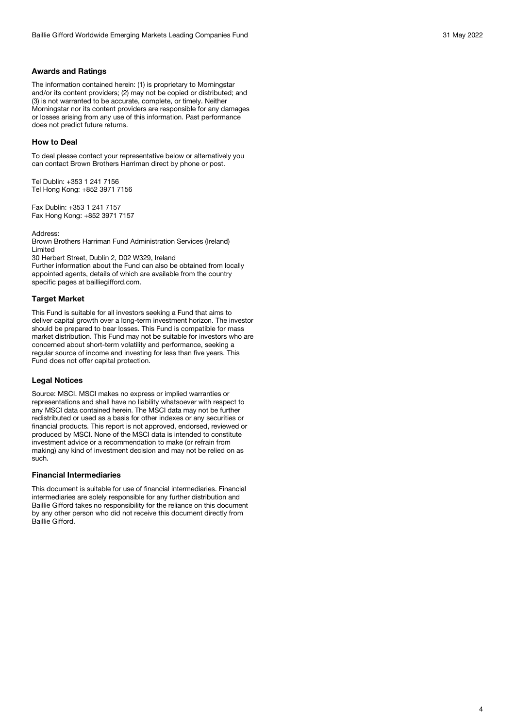## Awards and Ratings

The information contained herein: (1) is proprietary to Morningstar and/or its content providers; (2) may not be copied or distributed; and (3) is not warranted to be accurate, complete, or timely. Neither Morningstar nor its content providers are responsible for any damages or losses arising from any use of this information. Past performance does not predict future returns.

## How to Deal

To deal please contact your representative below or alternatively you can contact Brown Brothers Harriman direct by phone or post.

Tel Dublin: +353 1 241 7156
Tel Hong Kong: +852 3971 7156

Fax Dublin: +353 1 241 7157
Fax Hong Kong: +852 3971 7157

Address:
Brown Brothers Harriman Fund Administration Services (Ireland) Limited
30 Herbert Street, Dublin 2, D02 W329, Ireland
Further information about the Fund can also be obtained from locally appointed agents, details of which are available from the country specific pages at bailliegifford.com.

## Target Market

This Fund is suitable for all investors seeking a Fund that aims to deliver capital growth over a long-term investment horizon. The investor should be prepared to bear losses. This Fund is compatible for mass market distribution. This Fund may not be suitable for investors who are concerned about short-term volatility and performance, seeking a regular source of income and investing for less than five years. This Fund does not offer capital protection.

## Legal Notices

Source: MSCI. MSCI makes no express or implied warranties or representations and shall have no liability whatsoever with respect to any MSCI data contained herein. The MSCI data may not be further redistributed or used as a basis for other indexes or any securities or financial products. This report is not approved, endorsed, reviewed or produced by MSCI. None of the MSCI data is intended to constitute investment advice or a recommendation to make (or refrain from making) any kind of investment decision and may not be relied on as such.

## Financial Intermediaries

This document is suitable for use of financial intermediaries. Financial intermediaries are solely responsible for any further distribution and Baillie Gifford takes no responsibility for the reliance on this document by any other person who did not receive this document directly from Baillie Gifford.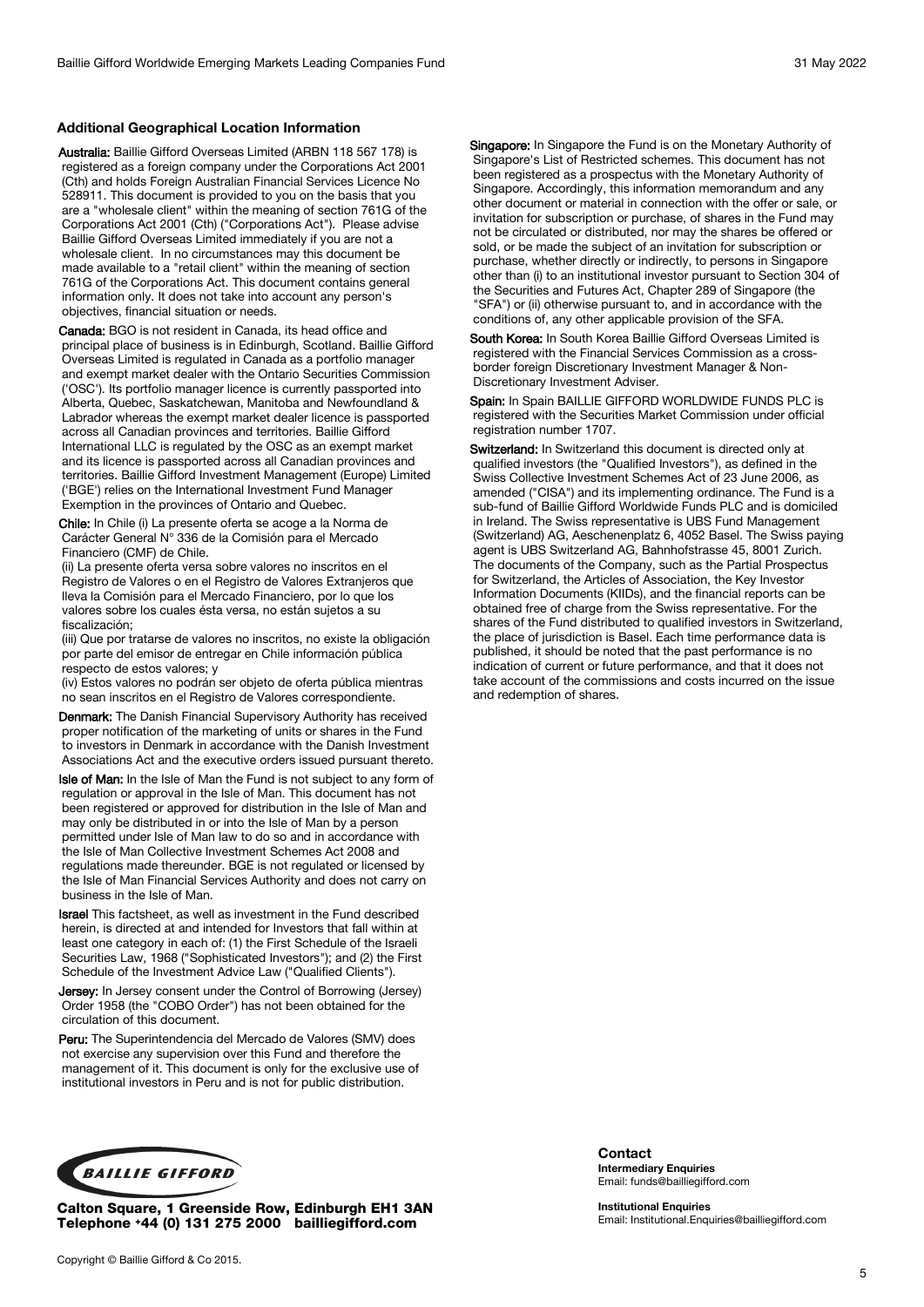### Additional Geographical Location Information

**Australia:** Baillie Gifford Overseas Limited (ARBN 118 567 178) is registered as a foreign company under the Corporations Act 2001 (Cth) and holds Foreign Australian Financial Services Licence No 528911. This document is provided to you on the basis that you are a "wholesale client" within the meaning of section 761G of the Corporations Act 2001 (Cth) ("Corporations Act"). Please advise Baillie Gifford Overseas Limited immediately if you are not a wholesale client. In no circumstances may this document be made available to a "retail client" within the meaning of section 761G of the Corporations Act. This document contains general information only. It does not take into account any person's objectives, financial situation or needs.

**Canada:** BGO is not resident in Canada, its head office and principal place of business is in Edinburgh, Scotland. Baillie Gifford Overseas Limited is regulated in Canada as a portfolio manager and exempt market dealer with the Ontario Securities Commission ('OSC'). Its portfolio manager licence is currently passported into Alberta, Quebec, Saskatchewan, Manitoba and Newfoundland & Labrador whereas the exempt market dealer licence is passported across all Canadian provinces and territories. Baillie Gifford International LLC is regulated by the OSC as an exempt market and its licence is passported across all Canadian provinces and territories. Baillie Gifford Investment Management (Europe) Limited ('BGE') relies on the International Investment Fund Manager Exemption in the provinces of Ontario and Quebec.

**Chile:** In Chile (i) La presente oferta se acoge a la Norma de Carácter General N° 336 de la Comisión para el Mercado Financiero (CMF) de Chile.
(ii) La presente oferta versa sobre valores no inscritos en el Registro de Valores o en el Registro de Valores Extranjeros que lleva la Comisión para el Mercado Financiero, por lo que los valores sobre los cuales ésta versa, no están sujetos a su fiscalización;
(iii) Que por tratarse de valores no inscritos, no existe la obligación por parte del emisor de entregar en Chile información pública respecto de estos valores; y
(iv) Estos valores no podrán ser objeto de oferta pública mientras no sean inscritos en el Registro de Valores correspondiente.

**Denmark:** The Danish Financial Supervisory Authority has received proper notification of the marketing of units or shares in the Fund to investors in Denmark in accordance with the Danish Investment Associations Act and the executive orders issued pursuant thereto.

**Isle of Man:** In the Isle of Man the Fund is not subject to any form of regulation or approval in the Isle of Man. This document has not been registered or approved for distribution in the Isle of Man and may only be distributed in or into the Isle of Man by a person permitted under Isle of Man law to do so and in accordance with the Isle of Man Collective Investment Schemes Act 2008 and regulations made thereunder. BGE is not regulated or licensed by the Isle of Man Financial Services Authority and does not carry on business in the Isle of Man.

**Israel** This factsheet, as well as investment in the Fund described herein, is directed at and intended for Investors that fall within at least one category in each of: (1) the First Schedule of the Israeli Securities Law, 1968 ("Sophisticated Investors"); and (2) the First Schedule of the Investment Advice Law ("Qualified Clients").

**Jersey:** In Jersey consent under the Control of Borrowing (Jersey) Order 1958 (the "COBO Order") has not been obtained for the circulation of this document.

**Peru:** The Superintendencia del Mercado de Valores (SMV) does not exercise any supervision over this Fund and therefore the management of it. This document is only for the exclusive use of institutional investors in Peru and is not for public distribution.

**Singapore:** In Singapore the Fund is on the Monetary Authority of Singapore's List of Restricted schemes. This document has not been registered as a prospectus with the Monetary Authority of Singapore. Accordingly, this information memorandum and any other document or material in connection with the offer or sale, or invitation for subscription or purchase, of shares in the Fund may not be circulated or distributed, nor may the shares be offered or sold, or be made the subject of an invitation for subscription or purchase, whether directly or indirectly, to persons in Singapore other than (i) to an institutional investor pursuant to Section 304 of the Securities and Futures Act, Chapter 289 of Singapore (the "SFA") or (ii) otherwise pursuant to, and in accordance with the conditions of, any other applicable provision of the SFA.

**South Korea:** In South Korea Baillie Gifford Overseas Limited is registered with the Financial Services Commission as a cross-border foreign Discretionary Investment Manager & Non-Discretionary Investment Adviser.

**Spain:** In Spain BAILLIE GIFFORD WORLDWIDE FUNDS PLC is registered with the Securities Market Commission under official registration number 1707.

**Switzerland:** In Switzerland this document is directed only at qualified investors (the "Qualified Investors"), as defined in the Swiss Collective Investment Schemes Act of 23 June 2006, as amended ("CISA") and its implementing ordinance. The Fund is a sub-fund of Baillie Gifford Worldwide Funds PLC and is domiciled in Ireland. The Swiss representative is UBS Fund Management (Switzerland) AG, Aeschenenplatz 6, 4052 Basel. The Swiss paying agent is UBS Switzerland AG, Bahnhofstrasse 45, 8001 Zurich. The documents of the Company, such as the Partial Prospectus for Switzerland, the Articles of Association, the Key Investor Information Documents (KIIDs), and the financial reports can be obtained free of charge from the Swiss representative. For the shares of the Fund distributed to qualified investors in Switzerland, the place of jurisdiction is Basel. Each time performance data is published, it should be noted that the past performance is no indication of current or future performance, and that it does not take account of the commissions and costs incurred on the issue and redemption of shares.

BAILLIE GIFFORD

**Calton Square, 1 Greenside Row, Edinburgh EH1 3AN**
**Telephone +44 (0) 131 275 2000 bailliegifford.com**

**Contact**

**Intermediary Enquiries**
Email: funds@bailliegifford.com

**Institutional Enquiries**
Email: Institutional.Enquiries@bailliegifford.com

Copyright © Baillie Gifford & Co 2015.